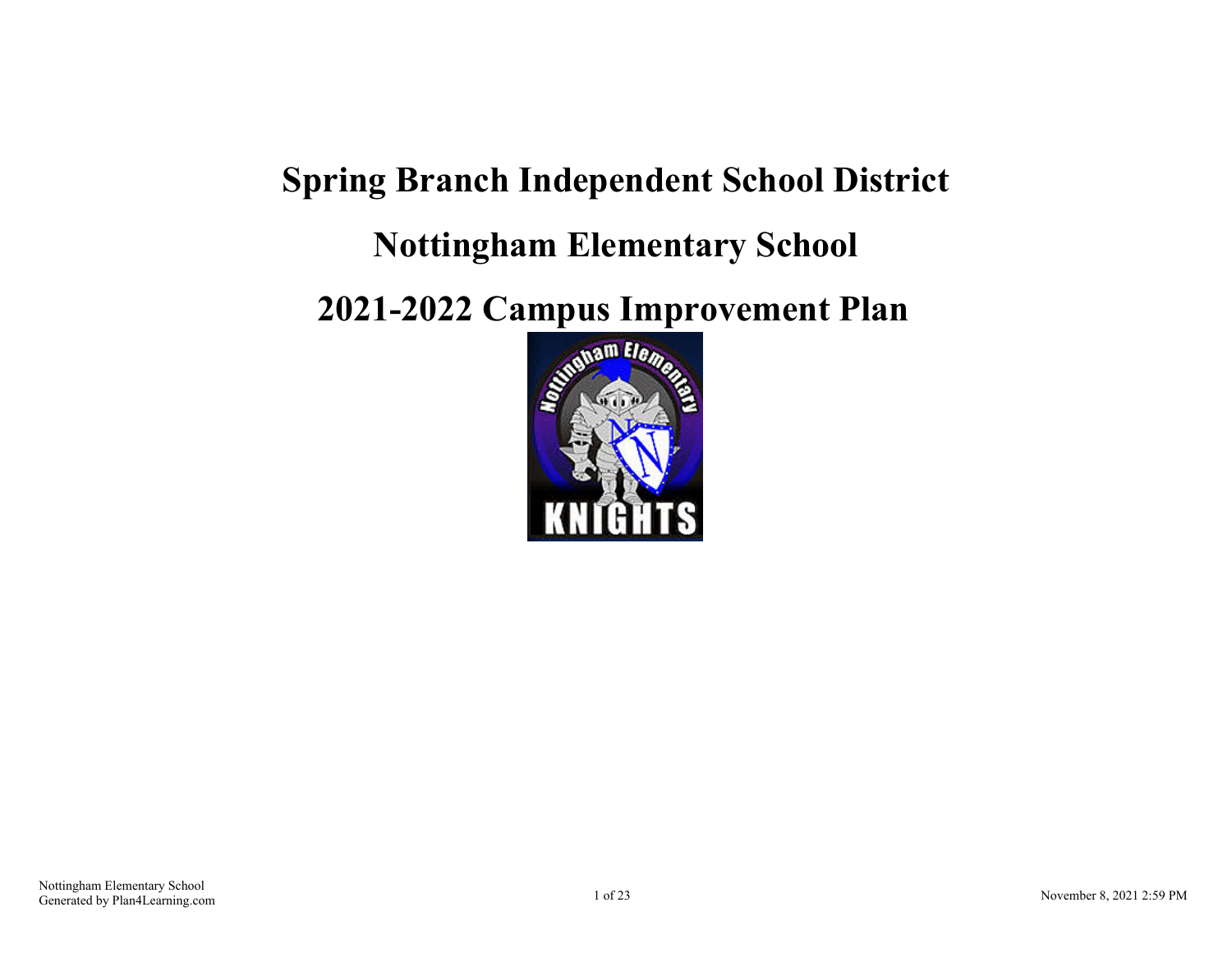# Spring Branch Independent School District

# Nottingham Elementary School

# 2021-2022 Campus Improvement Plan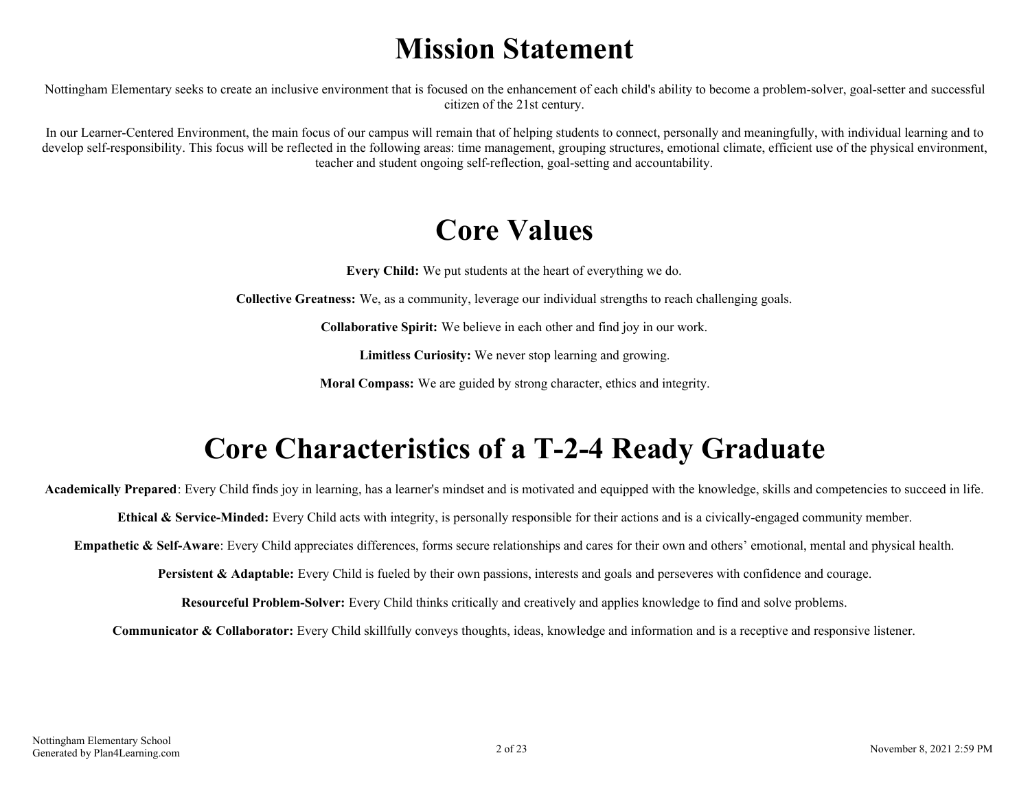# Mission Statement

Nottingham Elementary seeks to create an inclusive environment that is focused on the enhancement of each child's ability to become a problem-solver, goal-setter and successful citizen of the 21st century.

In our Learner-Centered Environment, the main focus of our campus will remain that of helping students to connect, personally and meaningfully, with individual learning and to develop self-responsibility. This focus will be reflected in the following areas: time management, grouping structures, emotional climate, efficient use of the physical environment, teacher and student ongoing self-reflection, goal-setting and accountability.

# Core Values

**Every Child:** We put students at the heart of everything we do.

**Collective Greatness:** We, as a community, leverage our individual strengths to reach challenging goals.

**Collaborative Spirit:** We believe in each other and find joy in our work.

**Limitless Curiosity:** We never stop learning and growing.

**Moral Compass:** We are guided by strong character, ethics and integrity.

# Core Characteristics of a T-2-4 Ready Graduate

**Academically Prepared**: Every Child finds joy in learning, has a learner's mindset and is motivated and equipped with the knowledge, skills and competencies to succeed in life.

**Ethical & Service-Minded:** Every Child acts with integrity, is personally responsible for their actions and is a civically-engaged community member.

**Empathetic & Self-Aware**: Every Child appreciates differences, forms secure relationships and cares for their own and others' emotional, mental and physical health.

**Persistent & Adaptable:** Every Child is fueled by their own passions, interests and goals and perseveres with confidence and courage.

**Resourceful Problem-Solver:** Every Child thinks critically and creatively and applies knowledge to find and solve problems.

**Communicator & Collaborator:** Every Child skillfully conveys thoughts, ideas, knowledge and information and is a receptive and responsive listener.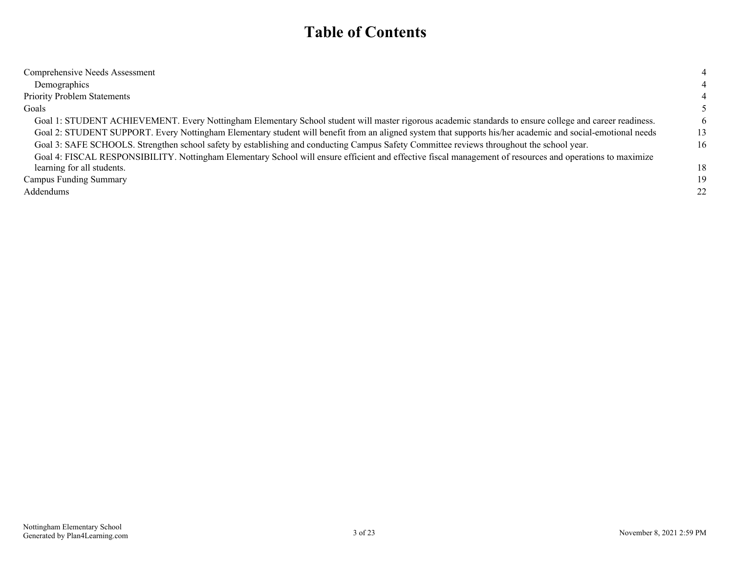# Table of Contents

| | |
|---|---|
| Comprehensive Needs Assessment | 4 |
| Demographics | 4 |
| Priority Problem Statements | 4 |
| Goals | 5 |
| Goal 1: STUDENT ACHIEVEMENT. Every Nottingham Elementary School student will master rigorous academic standards to ensure college and career readiness. | 6 |
| Goal 2: STUDENT SUPPORT. Every Nottingham Elementary student will benefit from an aligned system that supports his/her academic and social-emotional needs | 13 |
| Goal 3: SAFE SCHOOLS. Strengthen school safety by establishing and conducting Campus Safety Committee reviews throughout the school year. | 16 |
| Goal 4: FISCAL RESPONSIBILITY. Nottingham Elementary School will ensure efficient and effective fiscal management of resources and operations to maximize learning for all students. | 18 |
| Campus Funding Summary | 19 |
| Addendums | 22 |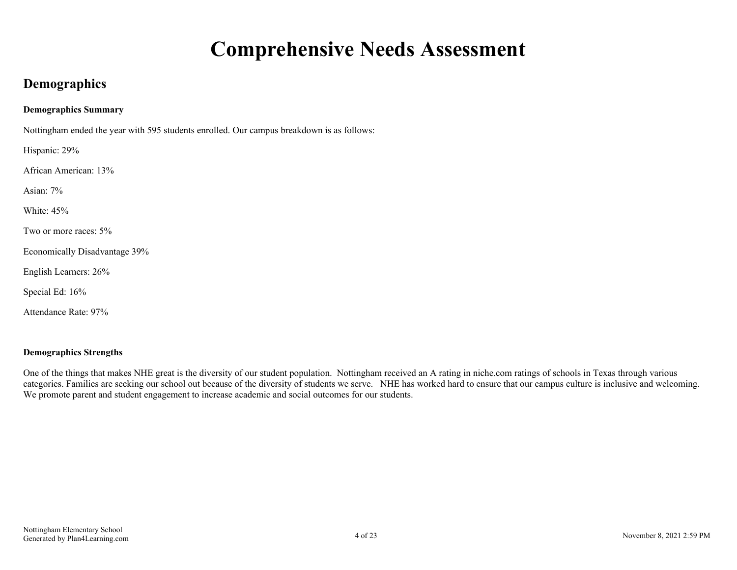# Comprehensive Needs Assessment

## Demographics

**Demographics Summary**

Nottingham ended the year with 595 students enrolled. Our campus breakdown is as follows:

Hispanic: 29%

African American: 13%

Asian: 7%

White: 45%

Two or more races: 5%

Economically Disadvantage 39%

English Learners: 26%

Special Ed: 16%

Attendance Rate: 97%

**Demographics Strengths**

One of the things that makes NHE great is the diversity of our student population. Nottingham received an A rating in niche.com ratings of schools in Texas through various categories. Families are seeking our school out because of the diversity of students we serve. NHE has worked hard to ensure that our campus culture is inclusive and welcoming. We promote parent and student engagement to increase academic and social outcomes for our students.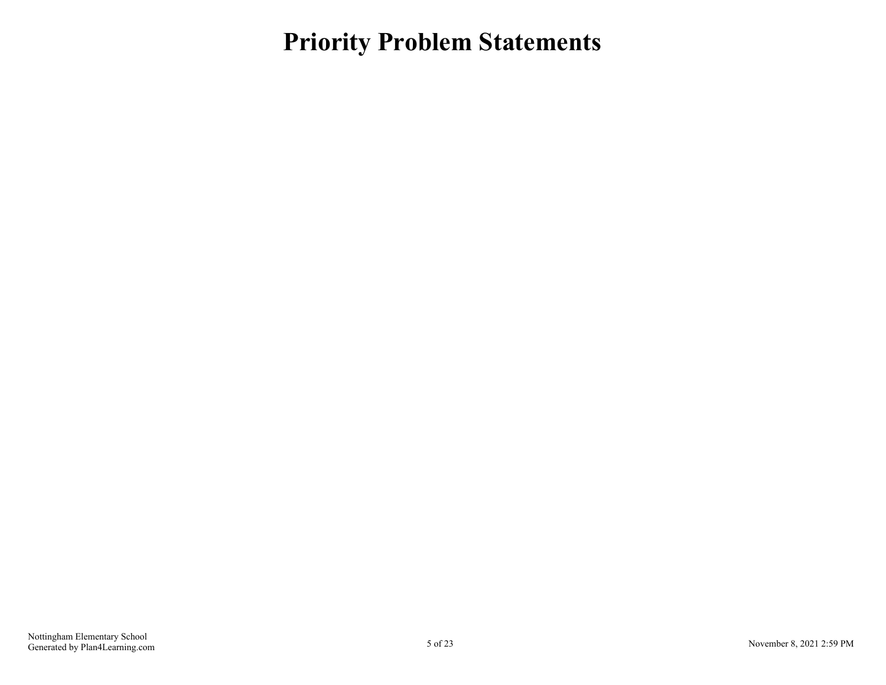# Priority Problem Statements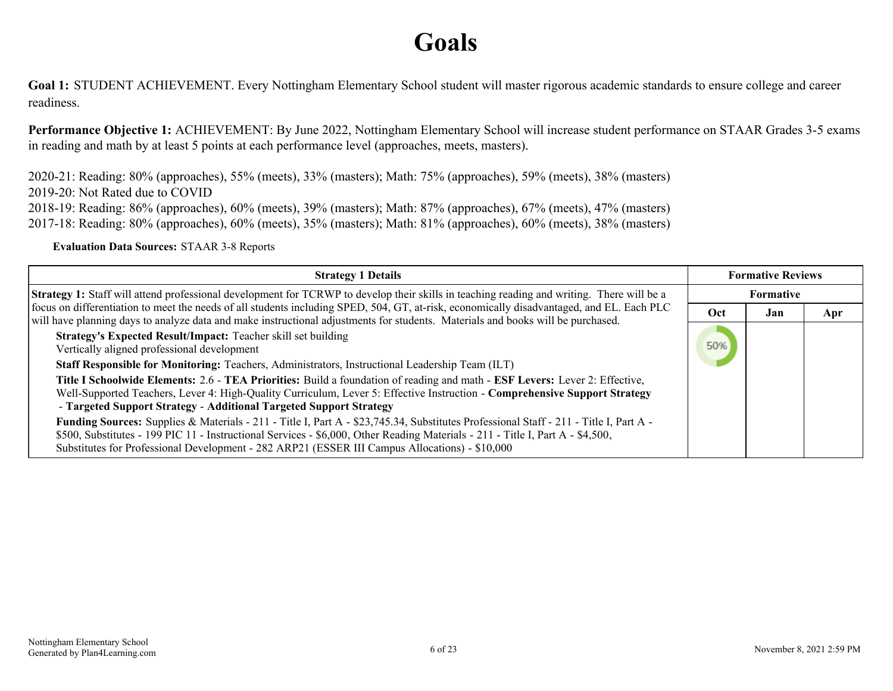# Goals

**Goal 1:** STUDENT ACHIEVEMENT. Every Nottingham Elementary School student will master rigorous academic standards to ensure college and career readiness.

**Performance Objective 1:** ACHIEVEMENT: By June 2022, Nottingham Elementary School will increase student performance on STAAR Grades 3-5 exams in reading and math by at least 5 points at each performance level (approaches, meets, masters).

2020-21: Reading: 80% (approaches), 55% (meets), 33% (masters); Math: 75% (approaches), 59% (meets), 38% (masters)
2019-20: Not Rated due to COVID
2018-19: Reading: 86% (approaches), 60% (meets), 39% (masters); Math: 87% (approaches), 67% (meets), 47% (masters)
2017-18: Reading: 80% (approaches), 60% (meets), 35% (masters); Math: 81% (approaches), 60% (meets), 38% (masters)

**Evaluation Data Sources:** STAAR 3-8 Reports

| Strategy 1 Details | Formative Reviews | | |
|---|---|---|---|
| | Formative | | |
| | Oct | Jan | Apr |
| **Strategy 1:** Staff will attend professional development for TCRWP to develop their skills in teaching reading and writing. There will be a focus on differentiation to meet the needs of all students including SPED, 504, GT, at-risk, economically disadvantaged, and EL. Each PLC will have planning days to analyze data and make instructional adjustments for students. Materials and books will be purchased.<br>**Strategy's Expected Result/Impact:** Teacher skill set building<br>Vertically aligned professional development<br>**Staff Responsible for Monitoring:** Teachers, Administrators, Instructional Leadership Team (ILT)<br>**Title I Schoolwide Elements:** 2.6 - **TEA Priorities:** Build a foundation of reading and math - **ESF Levers:** Lever 2: Effective, Well-Supported Teachers, Lever 4: High-Quality Curriculum, Lever 5: Effective Instruction - **Comprehensive Support Strategy** - **Targeted Support Strategy** - **Additional Targeted Support Strategy**<br>**Funding Sources:** Supplies & Materials - 211 - Title I, Part A - $23,745.34, Substitutes Professional Staff - 211 - Title I, Part A - $500, Substitutes - 199 PIC 11 - Instructional Services - $6,000, Other Reading Materials - 211 - Title I, Part A - $4,500, Substitutes for Professional Development - 282 ARP21 (ESSER III Campus Allocations) - $10,000 | 50% | | |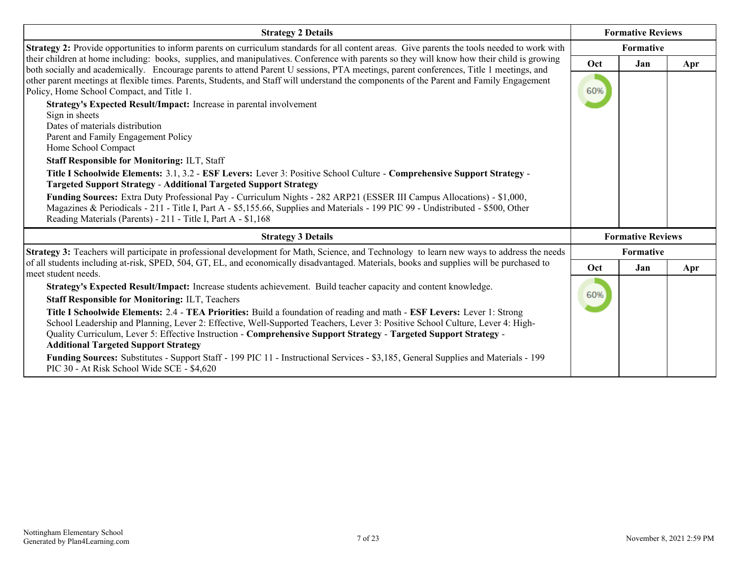| Strategy 2 Details | Formative Reviews | | |
|---|---|---|---|
| **Strategy 2:** Provide opportunities to inform parents on curriculum standards for all content areas. Give parents the tools needed to work with their children at home including: books, supplies, and manipulatives. Conference with parents so they will know how their child is growing both socially and academically. Encourage parents to attend Parent U sessions, PTA meetings, parent conferences, Title 1 meetings, and other parent meetings at flexible times. Parents, Students, and Staff will understand the components of the Parent and Family Engagement Policy, Home School Compact, and Title 1.<br><br>**Strategy's Expected Result/Impact:** Increase in parental involvement<br>Sign in sheets<br>Dates of materials distribution<br>Parent and Family Engagement Policy<br>Home School Compact<br><br>**Staff Responsible for Monitoring:** ILT, Staff<br><br>**Title I Schoolwide Elements:** 3.1, 3.2 - **ESF Levers:** Lever 3: Positive School Culture - **Comprehensive Support Strategy** - **Targeted Support Strategy** - **Additional Targeted Support Strategy**<br><br>**Funding Sources:** Extra Duty Professional Pay - Curriculum Nights - 282 ARP21 (ESSER III Campus Allocations) - $1,000, Magazines & Periodicals - 211 - Title I, Part A - $5,155.66, Supplies and Materials - 199 PIC 99 - Undistributed - $500, Other Reading Materials (Parents) - 211 - Title I, Part A - $1,168 | **Formative** | | |
| | **Oct** | **Jan** | **Apr** |
| | 60% | | |

| Strategy 3 Details | Formative Reviews | | |
|---|---|---|---|
| **Strategy 3:** Teachers will participate in professional development for Math, Science, and Technology to learn new ways to address the needs of all students including at-risk, SPED, 504, GT, EL, and economically disadvantaged. Materials, books and supplies will be purchased to meet student needs.<br><br>**Strategy's Expected Result/Impact:** Increase students achievement. Build teacher capacity and content knowledge.<br><br>**Staff Responsible for Monitoring:** ILT, Teachers<br><br>**Title I Schoolwide Elements:** 2.4 - **TEA Priorities:** Build a foundation of reading and math - **ESF Levers:** Lever 1: Strong School Leadership and Planning, Lever 2: Effective, Well-Supported Teachers, Lever 3: Positive School Culture, Lever 4: High-Quality Curriculum, Lever 5: Effective Instruction - **Comprehensive Support Strategy** - **Targeted Support Strategy** - **Additional Targeted Support Strategy**<br><br>**Funding Sources:** Substitutes - Support Staff - 199 PIC 11 - Instructional Services - $3,185, General Supplies and Materials - 199 PIC 30 - At Risk School Wide SCE - $4,620 | **Formative** | | |
| | **Oct** | **Jan** | **Apr** |
| | 60% | | |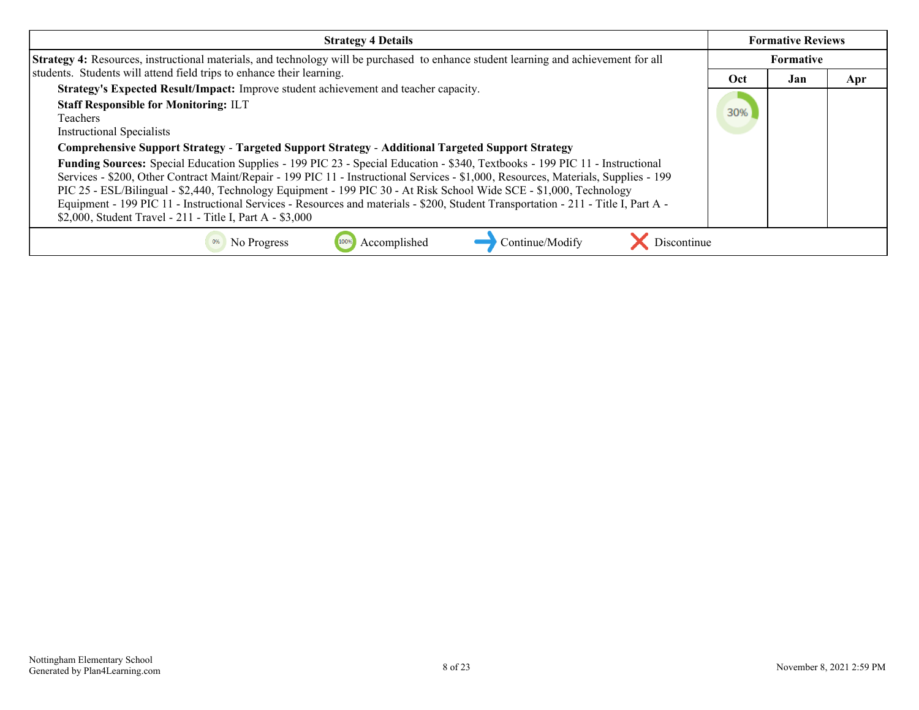| Strategy 4 Details | Formative Reviews | | |
|---|---|---|---|
| | Formative | | |
| **Strategy 4:** Resources, instructional materials, and technology will be purchased to enhance student learning and achievement for all students. Students will attend field trips to enhance their learning.<br>**Strategy's Expected Result/Impact:** Improve student achievement and teacher capacity.<br>**Staff Responsible for Monitoring:** ILT<br>Teachers<br>Instructional Specialists<br>**Comprehensive Support Strategy** - **Targeted Support Strategy** - **Additional Targeted Support Strategy**<br>**Funding Sources:** Special Education Supplies - 199 PIC 23 - Special Education - $340, Textbooks - 199 PIC 11 - Instructional Services - $200, Other Contract Maint/Repair - 199 PIC 11 - Instructional Services - $1,000, Resources, Materials, Supplies - 199 PIC 25 - ESL/Bilingual - $2,440, Technology Equipment - 199 PIC 30 - At Risk School Wide SCE - $1,000, Technology Equipment - 199 PIC 11 - Instructional Services - Resources and materials - $200, Student Transportation - 211 - Title I, Part A - $2,000, Student Travel - 211 - Title I, Part A - $3,000 | **Oct** | **Jan** | **Apr** |
| | 30% | | |

0% No Progress 100% Accomplished → Continue/Modify ✕ Discontinue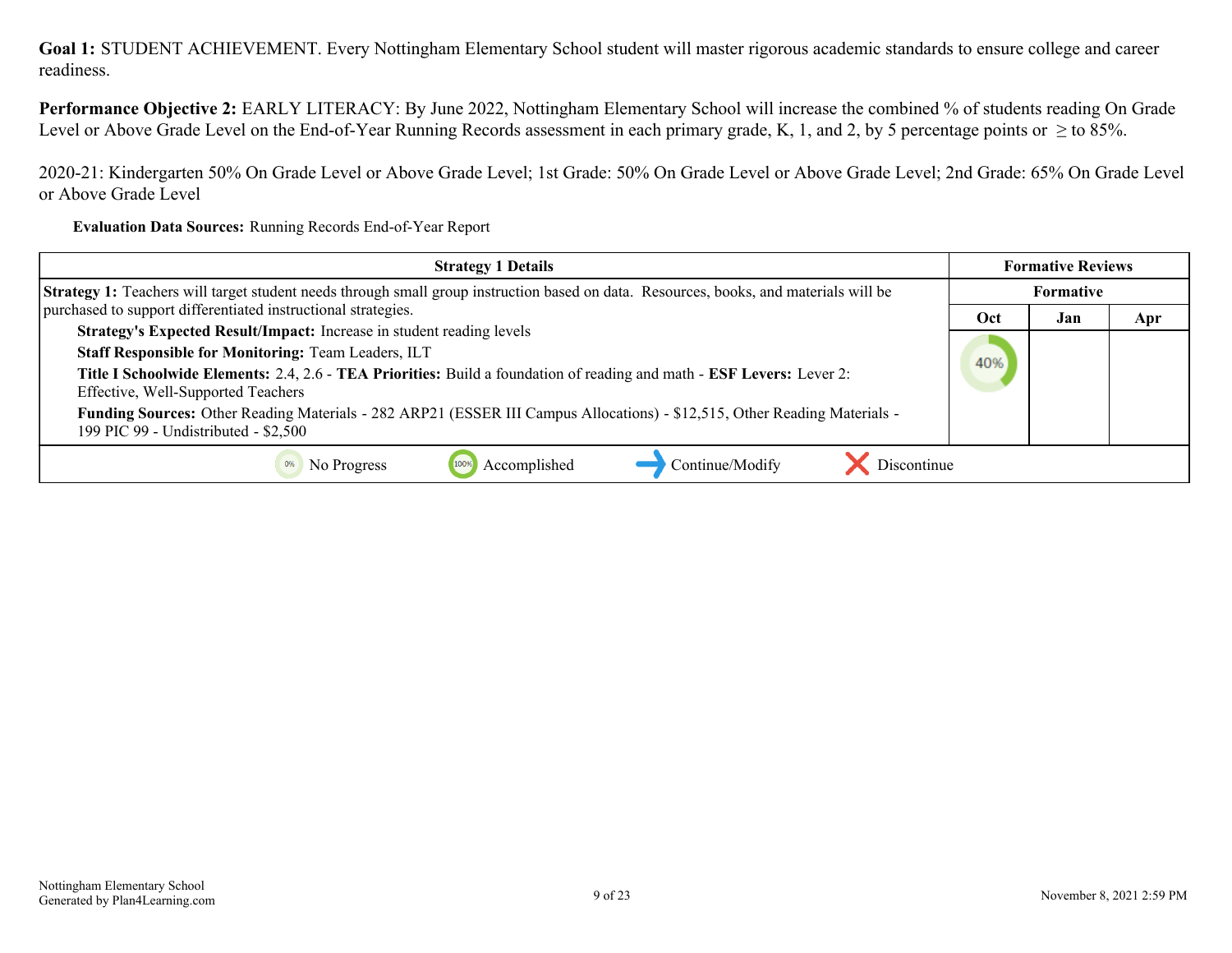**Goal 1:** STUDENT ACHIEVEMENT. Every Nottingham Elementary School student will master rigorous academic standards to ensure college and career readiness.

**Performance Objective 2:** EARLY LITERACY: By June 2022, Nottingham Elementary School will increase the combined % of students reading On Grade Level or Above Grade Level on the End-of-Year Running Records assessment in each primary grade, K, 1, and 2, by 5 percentage points or ≥ to 85%.

2020-21: Kindergarten 50% On Grade Level or Above Grade Level; 1st Grade: 50% On Grade Level or Above Grade Level; 2nd Grade: 65% On Grade Level or Above Grade Level

**Evaluation Data Sources:** Running Records End-of-Year Report

| Strategy 1 Details | Formative Reviews | | |
|---|---|---|---|
| | Formative | | |
| | Oct | Jan | Apr |
| **Strategy 1:** Teachers will target student needs through small group instruction based on data. Resources, books, and materials will be purchased to support differentiated instructional strategies.<br>**Strategy's Expected Result/Impact:** Increase in student reading levels<br>**Staff Responsible for Monitoring:** Team Leaders, ILT<br>**Title I Schoolwide Elements:** 2.4, 2.6 - **TEA Priorities:** Build a foundation of reading and math - **ESF Levers:** Lever 2: Effective, Well-Supported Teachers<br>**Funding Sources:** Other Reading Materials - 282 ARP21 (ESSER III Campus Allocations) - $12,515, Other Reading Materials - 199 PIC 99 - Undistributed - $2,500 | 40% | | |

0% No Progress | 100% Accomplished | Continue/Modify | Discontinue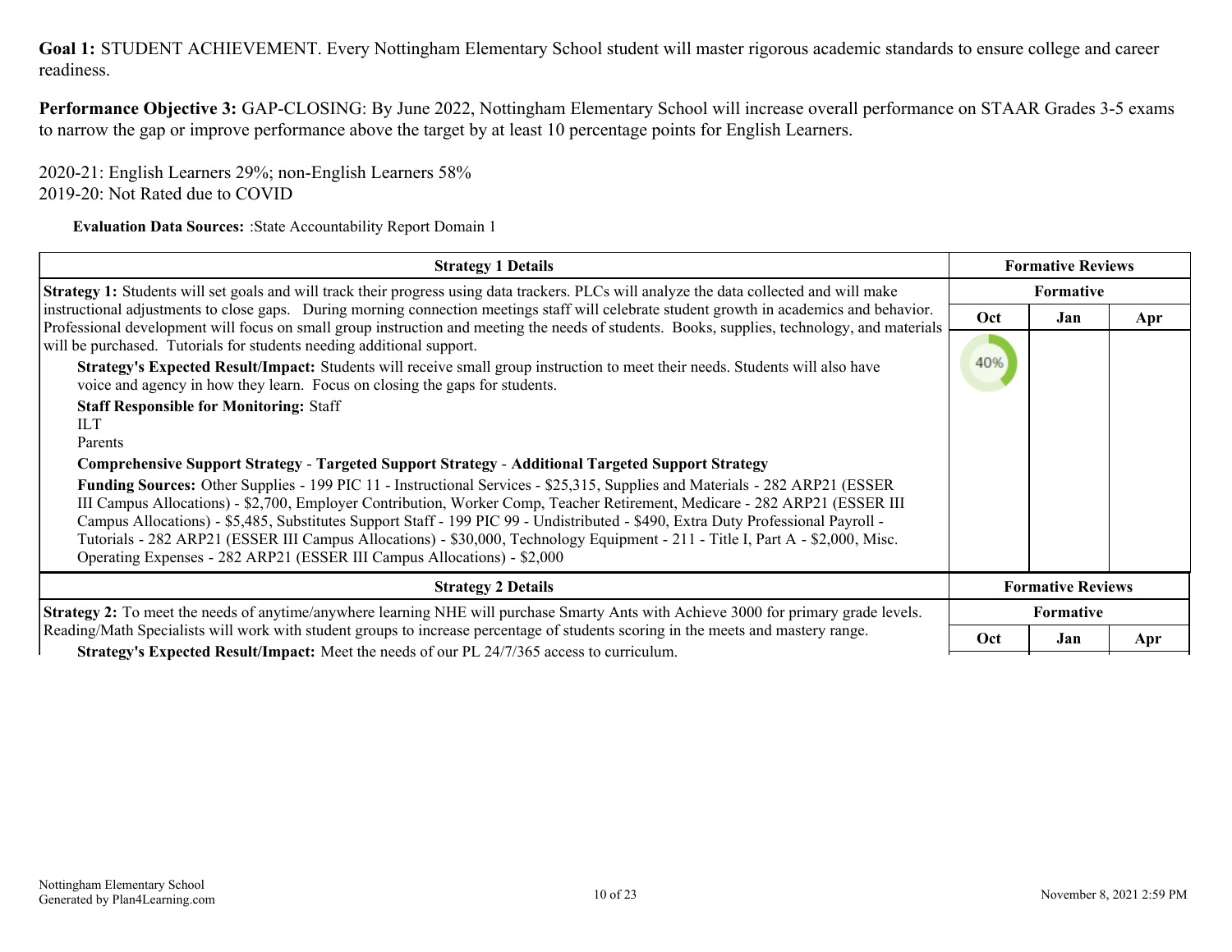**Goal 1:** STUDENT ACHIEVEMENT. Every Nottingham Elementary School student will master rigorous academic standards to ensure college and career readiness.

**Performance Objective 3:** GAP-CLOSING: By June 2022, Nottingham Elementary School will increase overall performance on STAAR Grades 3-5 exams to narrow the gap or improve performance above the target by at least 10 percentage points for English Learners.

2020-21: English Learners 29%; non-English Learners 58%
2019-20: Not Rated due to COVID

**Evaluation Data Sources:** :State Accountability Report Domain 1

| Strategy 1 Details | Formative Reviews | | |
|---|---|---|---|
| | Formative | | |
| | Oct | Jan | Apr |
| **Strategy 1:** Students will set goals and will track their progress using data trackers. PLCs will analyze the data collected and will make instructional adjustments to close gaps. During morning connection meetings staff will celebrate student growth in academics and behavior. Professional development will focus on small group instruction and meeting the needs of students. Books, supplies, technology, and materials will be purchased. Tutorials for students needing additional support.<br>**Strategy's Expected Result/Impact:** Students will receive small group instruction to meet their needs. Students will also have voice and agency in how they learn. Focus on closing the gaps for students.<br>**Staff Responsible for Monitoring:** Staff<br>ILT<br>Parents<br>**Comprehensive Support Strategy** - **Targeted Support Strategy** - **Additional Targeted Support Strategy**<br>**Funding Sources:** Other Supplies - 199 PIC 11 - Instructional Services - $25,315, Supplies and Materials - 282 ARP21 (ESSER III Campus Allocations) - $2,700, Employer Contribution, Worker Comp, Teacher Retirement, Medicare - 282 ARP21 (ESSER III Campus Allocations) - $5,485, Substitutes Support Staff - 199 PIC 99 - Undistributed - $490, Extra Duty Professional Payroll - Tutorials - 282 ARP21 (ESSER III Campus Allocations) - $30,000, Technology Equipment - 211 - Title I, Part A - $2,000, Misc. Operating Expenses - 282 ARP21 (ESSER III Campus Allocations) - $2,000 | 40% | | |

| Strategy 2 Details | Formative Reviews | | |
|---|---|---|---|
| | Formative | | |
| | Oct | Jan | Apr |
| **Strategy 2:** To meet the needs of anytime/anywhere learning NHE will purchase Smarty Ants with Achieve 3000 for primary grade levels. Reading/Math Specialists will work with student groups to increase percentage of students scoring in the meets and mastery range.<br>**Strategy's Expected Result/Impact:** Meet the needs of our PL 24/7/365 access to curriculum. | | | |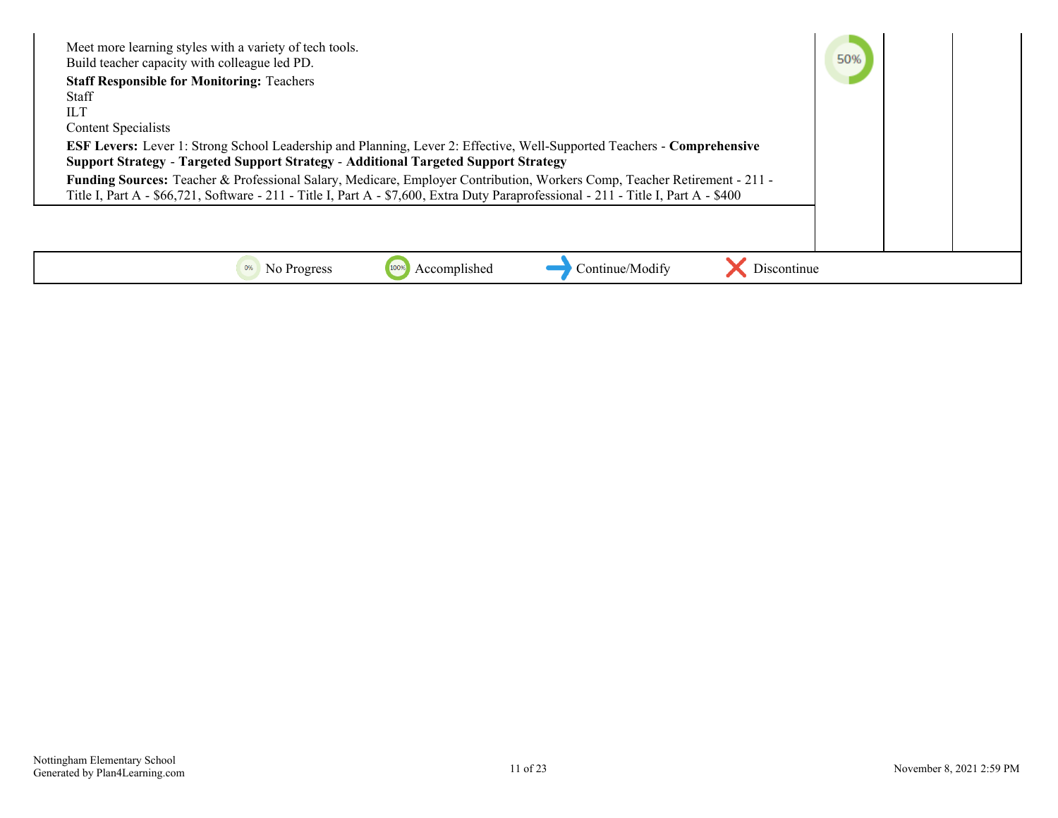| Strategy | Reviews | | |
|---|---|---|---|
| Meet more learning styles with a variety of tech tools.<br>Build teacher capacity with colleague led PD.<br>**Staff Responsible for Monitoring:** Teachers<br>Staff<br>ILT<br>Content Specialists<br>**ESF Levers:** Lever 1: Strong School Leadership and Planning, Lever 2: Effective, Well-Supported Teachers - **Comprehensive Support Strategy** - **Targeted Support Strategy** - **Additional Targeted Support Strategy**<br>**Funding Sources:** Teacher & Professional Salary, Medicare, Employer Contribution, Workers Comp, Teacher Retirement - 211 - Title I, Part A - $66,721, Software - 211 - Title I, Part A - $7,600, Extra Duty Paraprofessional - 211 - Title I, Part A - $400 | 50% | | |

0% No Progress | 100% Accomplished | Continue/Modify | Discontinue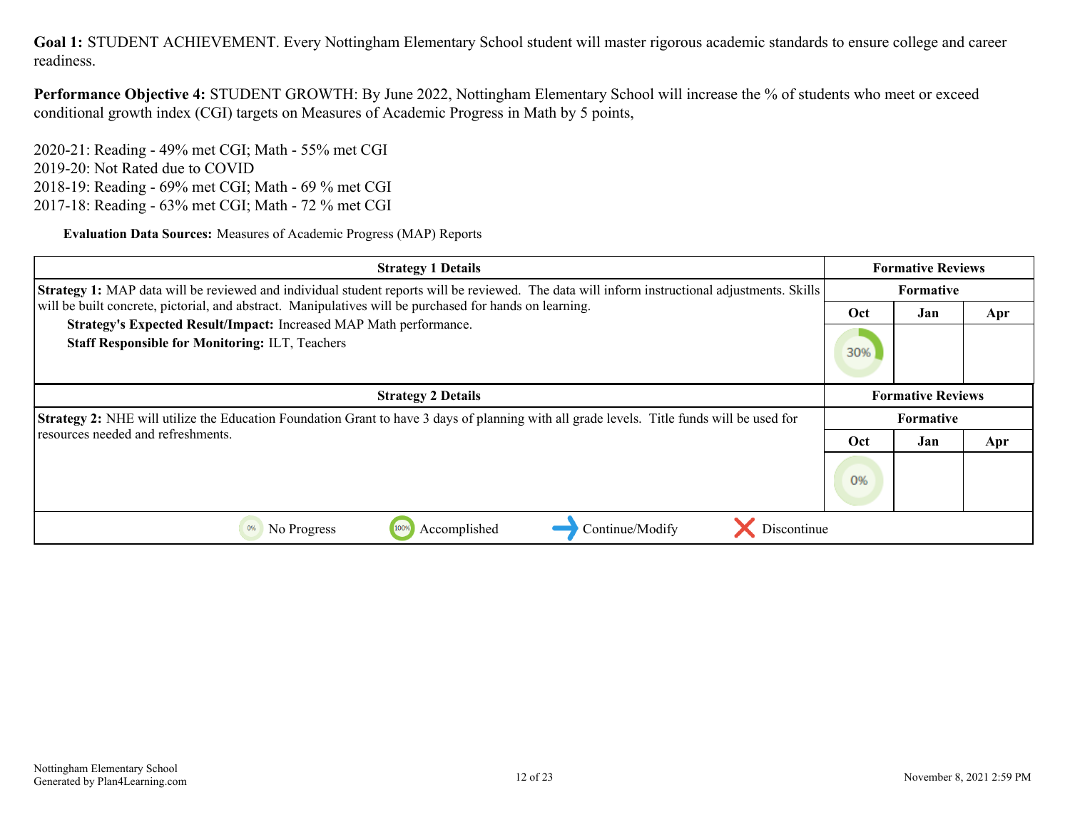**Goal 1:** STUDENT ACHIEVEMENT. Every Nottingham Elementary School student will master rigorous academic standards to ensure college and career readiness.

**Performance Objective 4:** STUDENT GROWTH: By June 2022, Nottingham Elementary School will increase the % of students who meet or exceed conditional growth index (CGI) targets on Measures of Academic Progress in Math by 5 points,

2020-21: Reading - 49% met CGI; Math - 55% met CGI
2019-20: Not Rated due to COVID
2018-19: Reading - 69% met CGI; Math - 69 % met CGI
2017-18: Reading - 63% met CGI; Math - 72 % met CGI

**Evaluation Data Sources:** Measures of Academic Progress (MAP) Reports

| Strategy 1 Details | Formative Reviews | | |
|---|---|---|---|
| | Formative | | |
| **Strategy 1:** MAP data will be reviewed and individual student reports will be reviewed. The data will inform instructional adjustments. Skills will be built concrete, pictorial, and abstract. Manipulatives will be purchased for hands on learning.<br>**Strategy's Expected Result/Impact:** Increased MAP Math performance.<br>**Staff Responsible for Monitoring:** ILT, Teachers | Oct | Jan | Apr |
| | 30% | | |

| Strategy 2 Details | Formative Reviews | | |
|---|---|---|---|
| | Formative | | |
| **Strategy 2:** NHE will utilize the Education Foundation Grant to have 3 days of planning with all grade levels. Title funds will be used for resources needed and refreshments. | Oct | Jan | Apr |
| | 0% | | |

0% No Progress | 100% Accomplished | Continue/Modify | Discontinue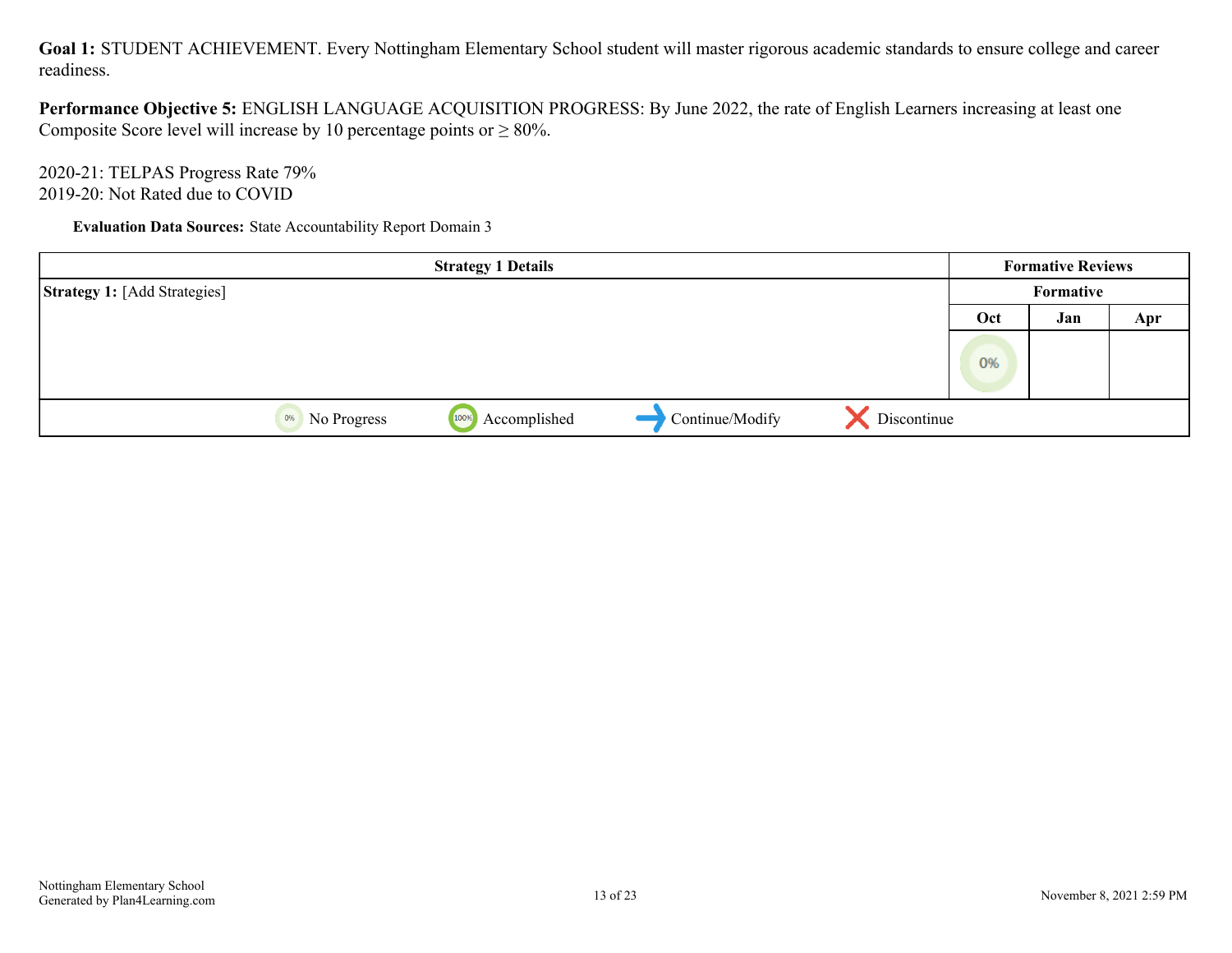**Goal 1:** STUDENT ACHIEVEMENT. Every Nottingham Elementary School student will master rigorous academic standards to ensure college and career readiness.

**Performance Objective 5:** ENGLISH LANGUAGE ACQUISITION PROGRESS: By June 2022, the rate of English Learners increasing at least one Composite Score level will increase by 10 percentage points or ≥ 80%.

2020-21: TELPAS Progress Rate 79%
2019-20: Not Rated due to COVID

**Evaluation Data Sources:** State Accountability Report Domain 3

| Strategy 1 Details | Formative Reviews | | |
|---|---|---|---|
| **Strategy 1:** [Add Strategies] | Formative | | |
| | Oct | Jan | Apr |
| | 0% | | |
| 0% No Progress &nbsp;&nbsp; 100% Accomplished &nbsp;&nbsp; → Continue/Modify &nbsp;&nbsp; ✕ Discontinue | | | |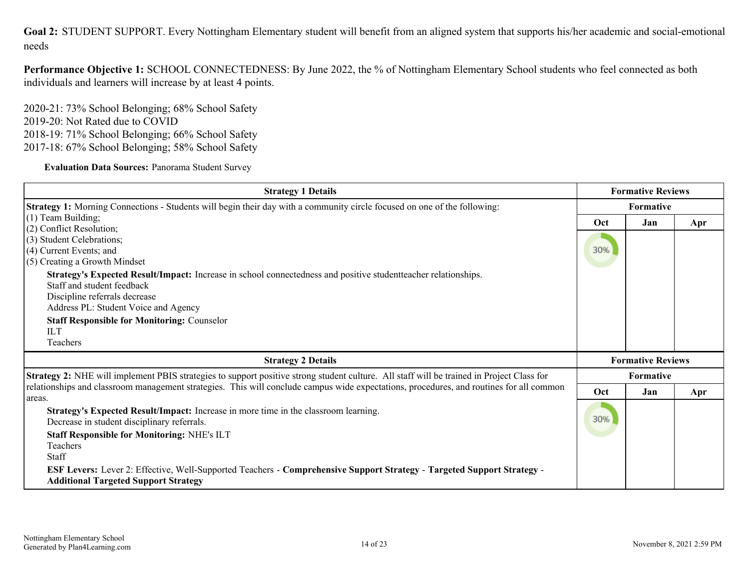**Goal 2:** STUDENT SUPPORT. Every Nottingham Elementary student will benefit from an aligned system that supports his/her academic and social-emotional needs

**Performance Objective 1:** SCHOOL CONNECTEDNESS: By June 2022, the % of Nottingham Elementary School students who feel connected as both individuals and learners will increase by at least 4 points.

2020-21: 73% School Belonging; 68% School Safety
2019-20: Not Rated due to COVID
2018-19: 71% School Belonging; 66% School Safety
2017-18: 67% School Belonging; 58% School Safety

**Evaluation Data Sources:** Panorama Student Survey

| Strategy 1 Details | Formative Reviews | | |
|---|---|---|---|
| | Formative | | |
| | Oct | Jan | Apr |
| **Strategy 1:** Morning Connections - Students will begin their day with a community circle focused on one of the following:<br>(1) Team Building;<br>(2) Conflict Resolution;<br>(3) Student Celebrations;<br>(4) Current Events; and<br>(5) Creating a Growth Mindset<br>**Strategy's Expected Result/Impact:** Increase in school connectedness and positive studentteacher relationships.<br>Staff and student feedback<br>Discipline referrals decrease<br>Address PL: Student Voice and Agency<br>**Staff Responsible for Monitoring:** Counselor<br>ILT<br>Teachers | 30% | | |

| Strategy 2 Details | Formative Reviews | | |
|---|---|---|---|
| | Formative | | |
| | Oct | Jan | Apr |
| **Strategy 2:** NHE will implement PBIS strategies to support positive strong student culture. All staff will be trained in Project Class for relationships and classroom management strategies. This will conclude campus wide expectations, procedures, and routines for all common areas.<br>**Strategy's Expected Result/Impact:** Increase in more time in the classroom learning.<br>Decrease in student disciplinary referrals.<br>**Staff Responsible for Monitoring:** NHE's ILT<br>Teachers<br>Staff<br>**ESF Levers:** Lever 2: Effective, Well-Supported Teachers - **Comprehensive Support Strategy** - **Targeted Support Strategy** - **Additional Targeted Support Strategy** | 30% | | |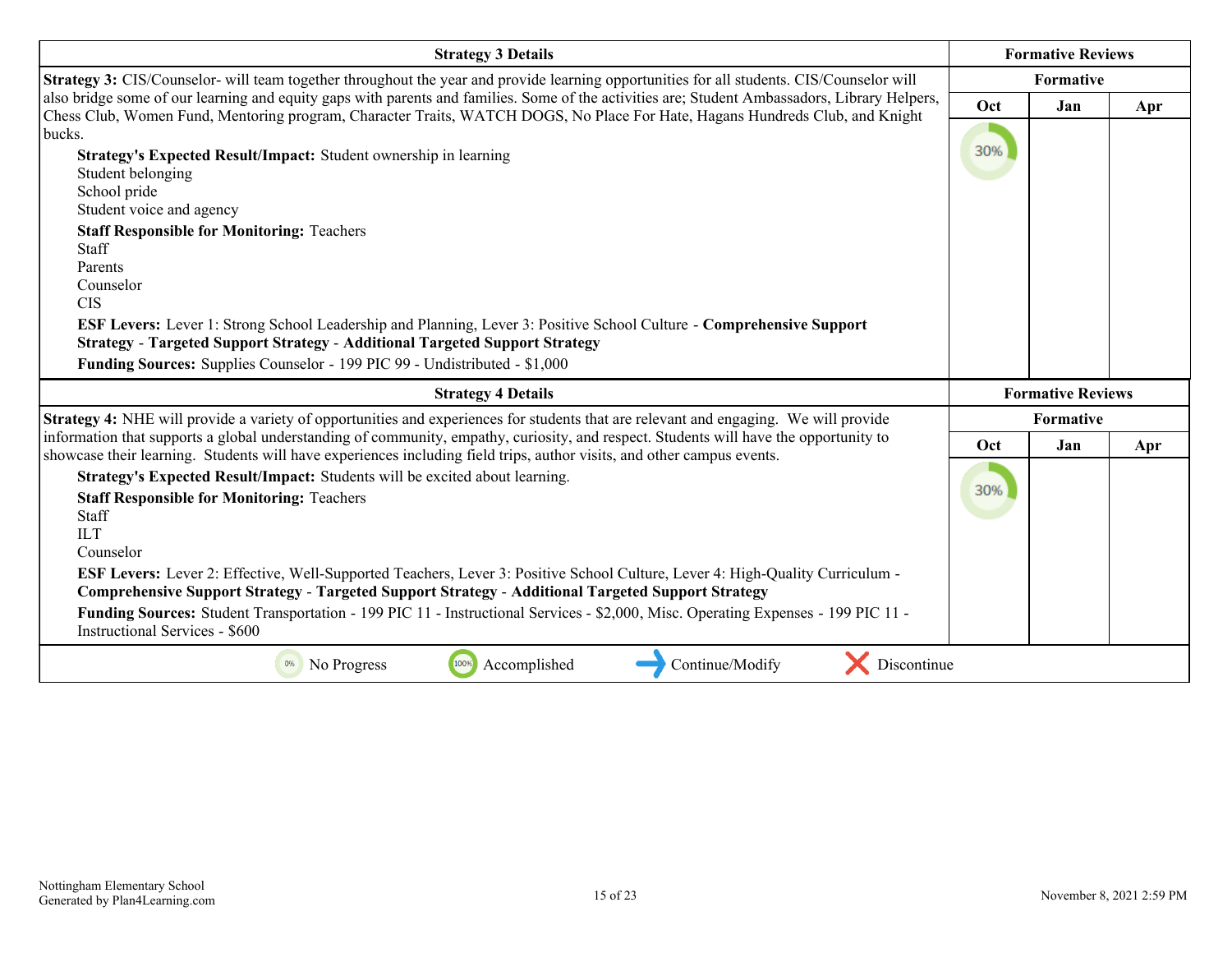| Strategy 3 Details | Formative Reviews | | |
|---|---|---|---|
| | Formative | | |
| **Strategy 3:** CIS/Counselor- will team together throughout the year and provide learning opportunities for all students. CIS/Counselor will also bridge some of our learning and equity gaps with parents and families. Some of the activities are; Student Ambassadors, Library Helpers, Chess Club, Women Fund, Mentoring program, Character Traits, WATCH DOGS, No Place For Hate, Hagans Hundreds Club, and Knight bucks.<br>**Strategy's Expected Result/Impact:** Student ownership in learning<br>Student belonging<br>School pride<br>Student voice and agency<br>**Staff Responsible for Monitoring:** Teachers<br>Staff<br>Parents<br>Counselor<br>CIS<br>**ESF Levers:** Lever 1: Strong School Leadership and Planning, Lever 3: Positive School Culture - **Comprehensive Support Strategy** - **Targeted Support Strategy** - **Additional Targeted Support Strategy**<br>**Funding Sources:** Supplies Counselor - 199 PIC 99 - Undistributed - $1,000 | **Oct**<br>30% | **Jan** | **Apr** |

| Strategy 4 Details | Formative Reviews | | |
|---|---|---|---|
| | Formative | | |
| **Strategy 4:** NHE will provide a variety of opportunities and experiences for students that are relevant and engaging. We will provide information that supports a global understanding of community, empathy, curiosity, and respect. Students will have the opportunity to showcase their learning. Students will have experiences including field trips, author visits, and other campus events.<br>**Strategy's Expected Result/Impact:** Students will be excited about learning.<br>**Staff Responsible for Monitoring:** Teachers<br>Staff<br>ILT<br>Counselor<br>**ESF Levers:** Lever 2: Effective, Well-Supported Teachers, Lever 3: Positive School Culture, Lever 4: High-Quality Curriculum - **Comprehensive Support Strategy** - **Targeted Support Strategy** - **Additional Targeted Support Strategy**<br>**Funding Sources:** Student Transportation - 199 PIC 11 - Instructional Services - $2,000, Misc. Operating Expenses - 199 PIC 11 - Instructional Services - $600 | **Oct**<br>30% | **Jan** | **Apr** |

0% No Progress | 100% Accomplished | Continue/Modify | Discontinue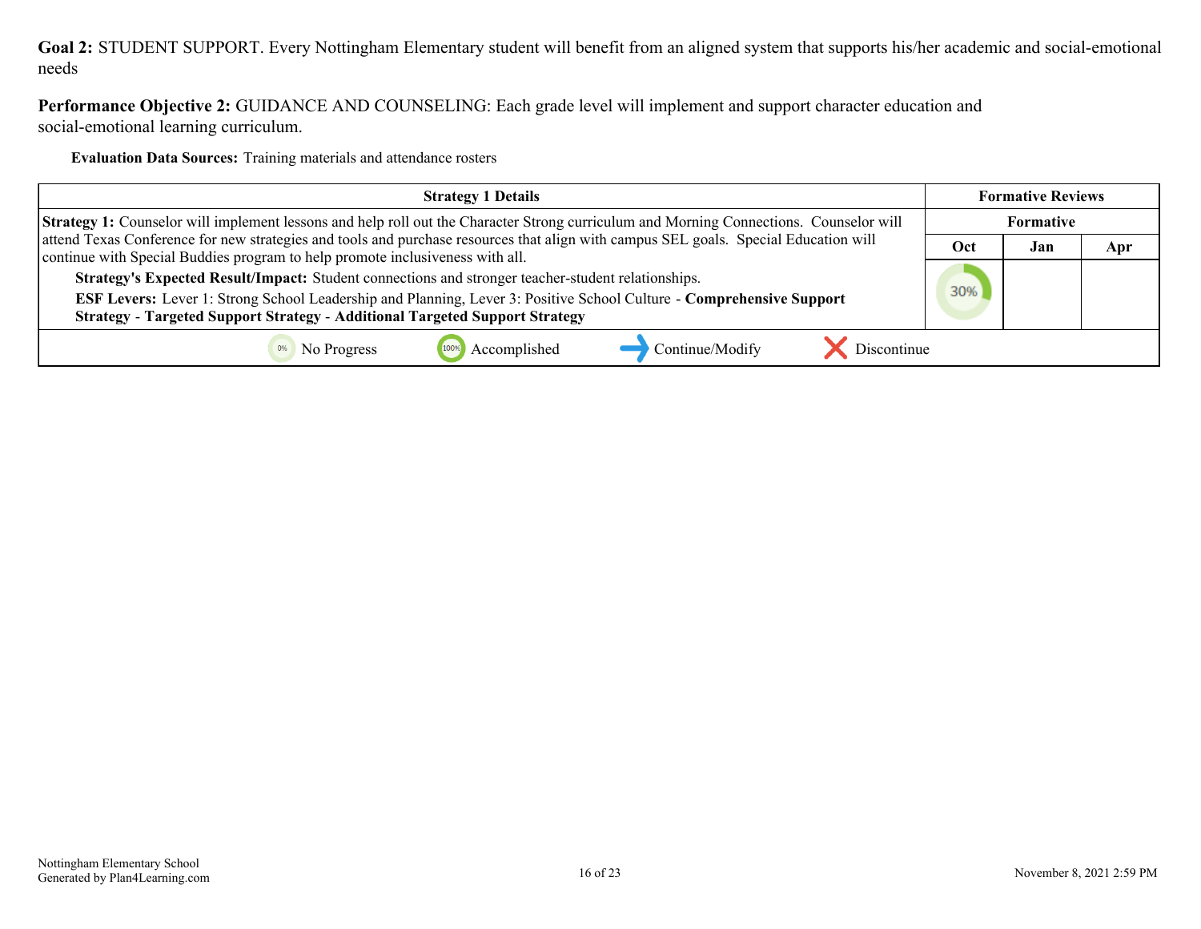**Goal 2:** STUDENT SUPPORT. Every Nottingham Elementary student will benefit from an aligned system that supports his/her academic and social-emotional needs

**Performance Objective 2:** GUIDANCE AND COUNSELING: Each grade level will implement and support character education and social-emotional learning curriculum.

**Evaluation Data Sources:** Training materials and attendance rosters

| Strategy 1 Details | Formative Reviews | | |
|---|---|---|---|
| | Formative | | |
| | Oct | Jan | Apr |
| **Strategy 1:** Counselor will implement lessons and help roll out the Character Strong curriculum and Morning Connections. Counselor will attend Texas Conference for new strategies and tools and purchase resources that align with campus SEL goals. Special Education will continue with Special Buddies program to help promote inclusiveness with all. <br> **Strategy's Expected Result/Impact:** Student connections and stronger teacher-student relationships. <br> **ESF Levers:** Lever 1: Strong School Leadership and Planning, Lever 3: Positive School Culture - **Comprehensive Support Strategy** - **Targeted Support Strategy** - **Additional Targeted Support Strategy** | 30% | | |
| 0% No Progress &nbsp;&nbsp; 100% Accomplished &nbsp;&nbsp; → Continue/Modify &nbsp;&nbsp; ✕ Discontinue | | | |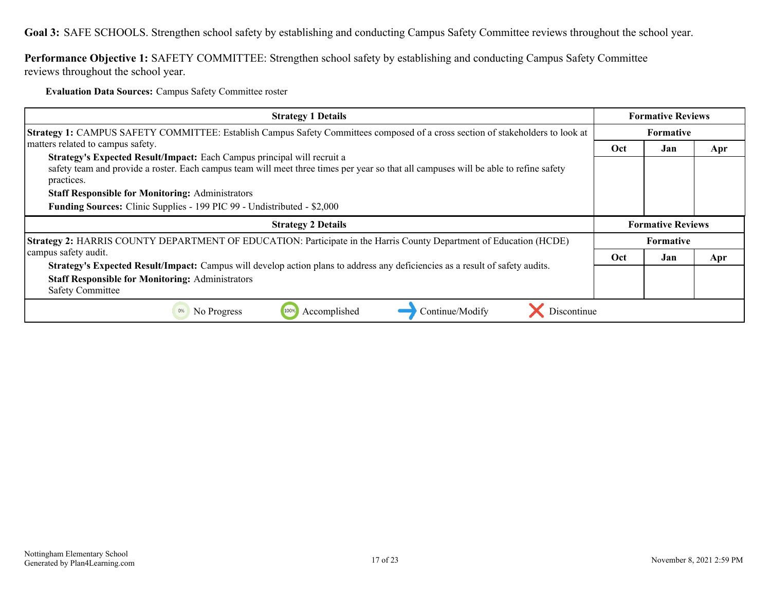**Goal 3:** SAFE SCHOOLS. Strengthen school safety by establishing and conducting Campus Safety Committee reviews throughout the school year.

**Performance Objective 1:** SAFETY COMMITTEE: Strengthen school safety by establishing and conducting Campus Safety Committee reviews throughout the school year.

**Evaluation Data Sources:** Campus Safety Committee roster

| Strategy 1 Details | Formative Reviews | | |
|---|---|---|---|
| | Formative | | |
| **Strategy 1:** CAMPUS SAFETY COMMITTEE: Establish Campus Safety Committees composed of a cross section of stakeholders to look at matters related to campus safety.<br>**Strategy's Expected Result/Impact:** Each Campus principal will recruit a safety team and provide a roster. Each campus team will meet three times per year so that all campuses will be able to refine safety practices.<br>**Staff Responsible for Monitoring:** Administrators<br>**Funding Sources:** Clinic Supplies - 199 PIC 99 - Undistributed - $2,000 | Oct | Jan | Apr |
| | | | |

| Strategy 2 Details | Formative Reviews | | |
|---|---|---|---|
| | Formative | | |
| **Strategy 2:** HARRIS COUNTY DEPARTMENT OF EDUCATION: Participate in the Harris County Department of Education (HCDE) campus safety audit.<br>**Strategy's Expected Result/Impact:** Campus will develop action plans to address any deficiencies as a result of safety audits.<br>**Staff Responsible for Monitoring:** Administrators<br>Safety Committee | Oct | Jan | Apr |
| | | | |

0% No Progress | 100% Accomplished | → Continue/Modify | ✗ Discontinue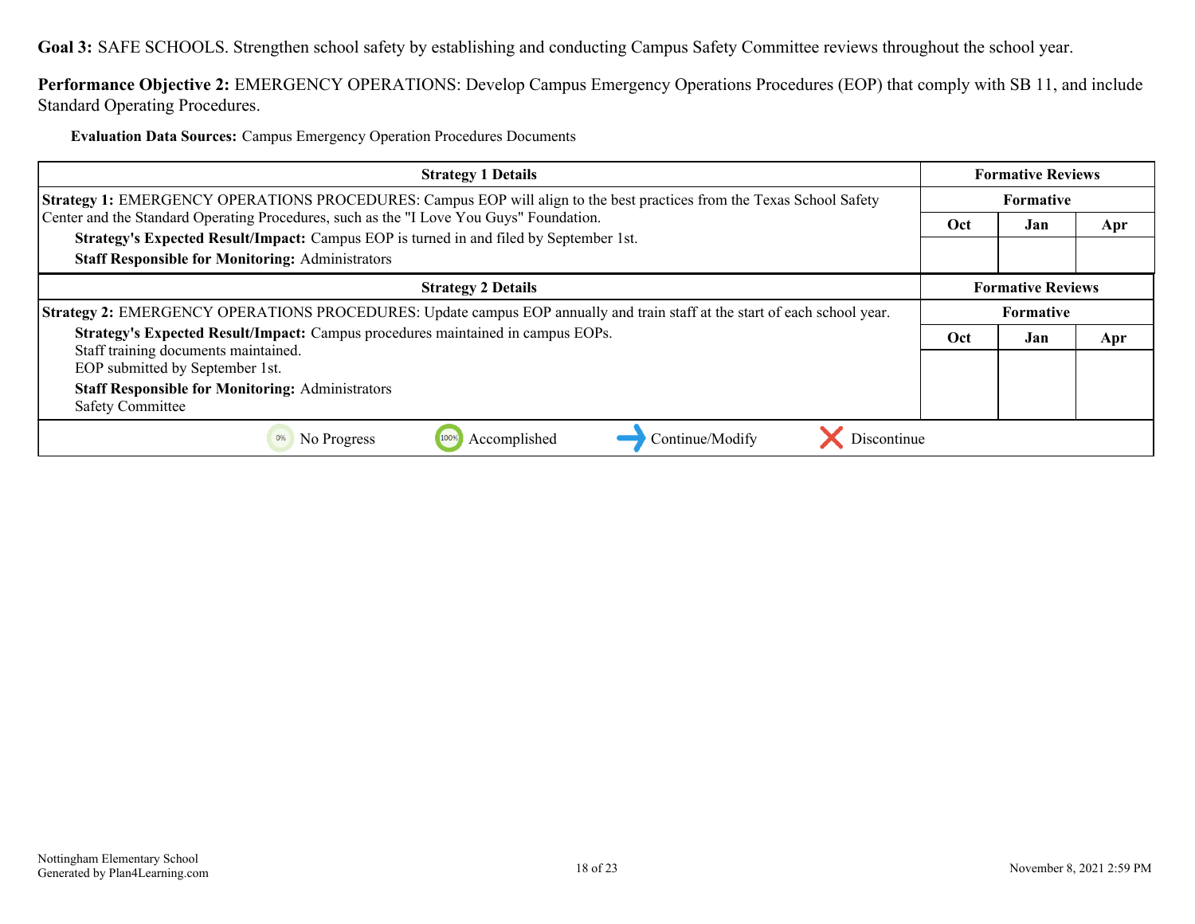**Goal 3:** SAFE SCHOOLS. Strengthen school safety by establishing and conducting Campus Safety Committee reviews throughout the school year.

**Performance Objective 2:** EMERGENCY OPERATIONS: Develop Campus Emergency Operations Procedures (EOP) that comply with SB 11, and include Standard Operating Procedures.

**Evaluation Data Sources:** Campus Emergency Operation Procedures Documents

| Strategy 1 Details | Formative Reviews | | |
|---|---|---|---|
| **Strategy 1:** EMERGENCY OPERATIONS PROCEDURES: Campus EOP will align to the best practices from the Texas School Safety Center and the Standard Operating Procedures, such as the "I Love You Guys" Foundation. | Formative | | |
| **Strategy's Expected Result/Impact:** Campus EOP is turned in and filed by September 1st. | Oct | Jan | Apr |
| **Staff Responsible for Monitoring:** Administrators | | | |

| Strategy 2 Details | Formative Reviews | | |
|---|---|---|---|
| **Strategy 2:** EMERGENCY OPERATIONS PROCEDURES: Update campus EOP annually and train staff at the start of each school year. | Formative | | |
| **Strategy's Expected Result/Impact:** Campus procedures maintained in campus EOPs. Staff training documents maintained. EOP submitted by September 1st. | Oct | Jan | Apr |
| **Staff Responsible for Monitoring:** Administrators Safety Committee | | | |

0% No Progress | 100% Accomplished | Continue/Modify | Discontinue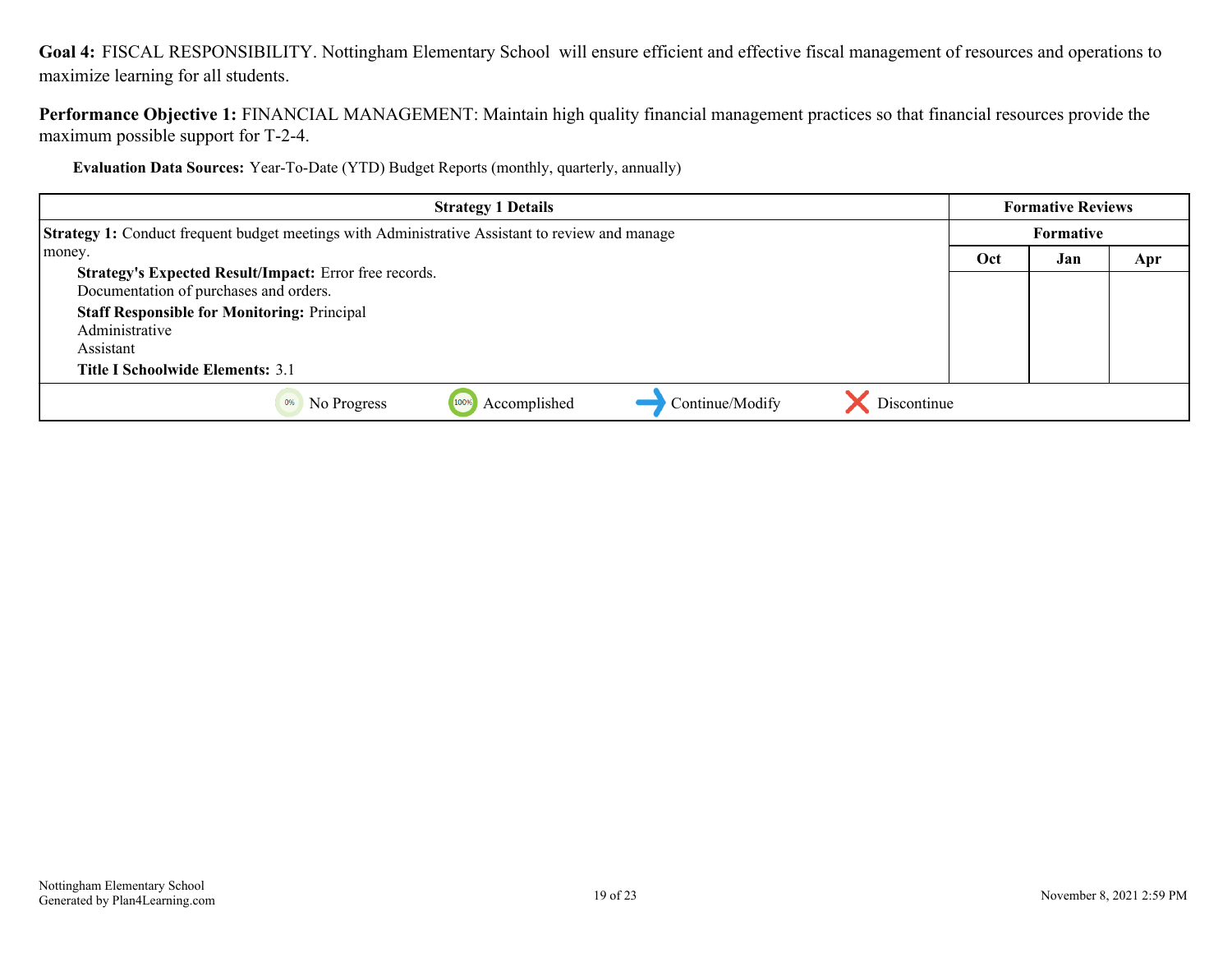**Goal 4:** FISCAL RESPONSIBILITY. Nottingham Elementary School will ensure efficient and effective fiscal management of resources and operations to maximize learning for all students.

**Performance Objective 1:** FINANCIAL MANAGEMENT: Maintain high quality financial management practices so that financial resources provide the maximum possible support for T-2-4.

**Evaluation Data Sources:** Year-To-Date (YTD) Budget Reports (monthly, quarterly, annually)

| Strategy 1 Details | Formative Reviews | | |
|---|---|---|---|
| | Formative | | |
| | Oct | Jan | Apr |
| **Strategy 1:** Conduct frequent budget meetings with Administrative Assistant to review and manage money. **Strategy's Expected Result/Impact:** Error free records. Documentation of purchases and orders. **Staff Responsible for Monitoring:** Principal Administrative Assistant **Title I Schoolwide Elements:** 3.1 | | | |
| 0% No Progress — 100% Accomplished — Continue/Modify — Discontinue | | | |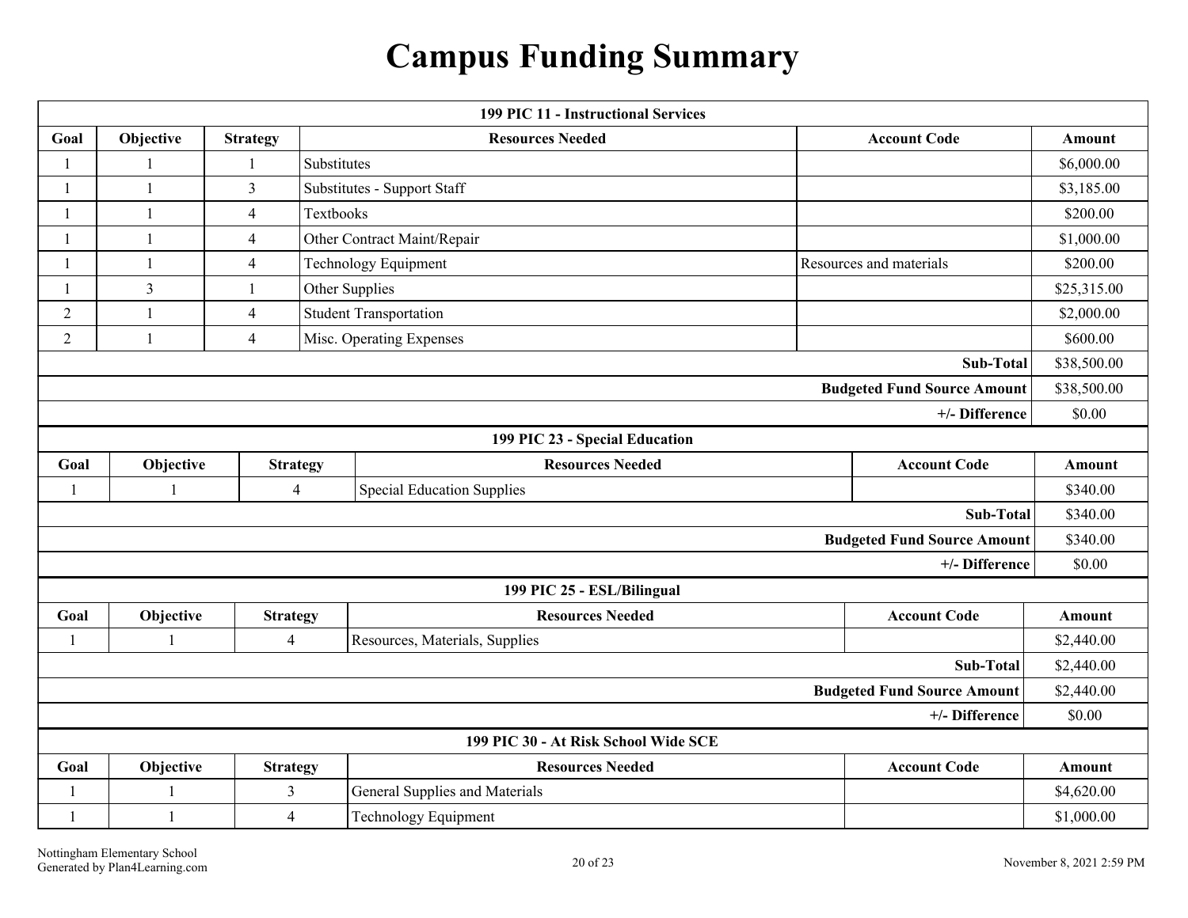# Campus Funding Summary

| 199 PIC 11 - Instructional Services | | | | | |
|---|---|---|---|---|---|
| **Goal** | **Objective** | **Strategy** | **Resources Needed** | **Account Code** | **Amount** |
| 1 | 1 | 1 | Substitutes | | $6,000.00 |
| 1 | 1 | 3 | Substitutes - Support Staff | | $3,185.00 |
| 1 | 1 | 4 | Textbooks | | $200.00 |
| 1 | 1 | 4 | Other Contract Maint/Repair | | $1,000.00 |
| 1 | 1 | 4 | Technology Equipment | Resources and materials | $200.00 |
| 1 | 3 | 1 | Other Supplies | | $25,315.00 |
| 2 | 1 | 4 | Student Transportation | | $2,000.00 |
| 2 | 1 | 4 | Misc. Operating Expenses | | $600.00 |
| | | | | **Sub-Total** | $38,500.00 |
| | | | | **Budgeted Fund Source Amount** | $38,500.00 |
| | | | | **+/- Difference** | $0.00 |

| 199 PIC 23 - Special Education | | | | | |
|---|---|---|---|---|---|
| **Goal** | **Objective** | **Strategy** | **Resources Needed** | **Account Code** | **Amount** |
| 1 | 1 | 4 | Special Education Supplies | | $340.00 |
| | | | | **Sub-Total** | $340.00 |
| | | | | **Budgeted Fund Source Amount** | $340.00 |
| | | | | **+/- Difference** | $0.00 |

| 199 PIC 25 - ESL/Bilingual | | | | | |
|---|---|---|---|---|---|
| **Goal** | **Objective** | **Strategy** | **Resources Needed** | **Account Code** | **Amount** |
| 1 | 1 | 4 | Resources, Materials, Supplies | | $2,440.00 |
| | | | | **Sub-Total** | $2,440.00 |
| | | | | **Budgeted Fund Source Amount** | $2,440.00 |
| | | | | **+/- Difference** | $0.00 |

| 199 PIC 30 - At Risk School Wide SCE | | | | | |
|---|---|---|---|---|---|
| **Goal** | **Objective** | **Strategy** | **Resources Needed** | **Account Code** | **Amount** |
| 1 | 1 | 3 | General Supplies and Materials | | $4,620.00 |
| 1 | 1 | 4 | Technology Equipment | | $1,000.00 |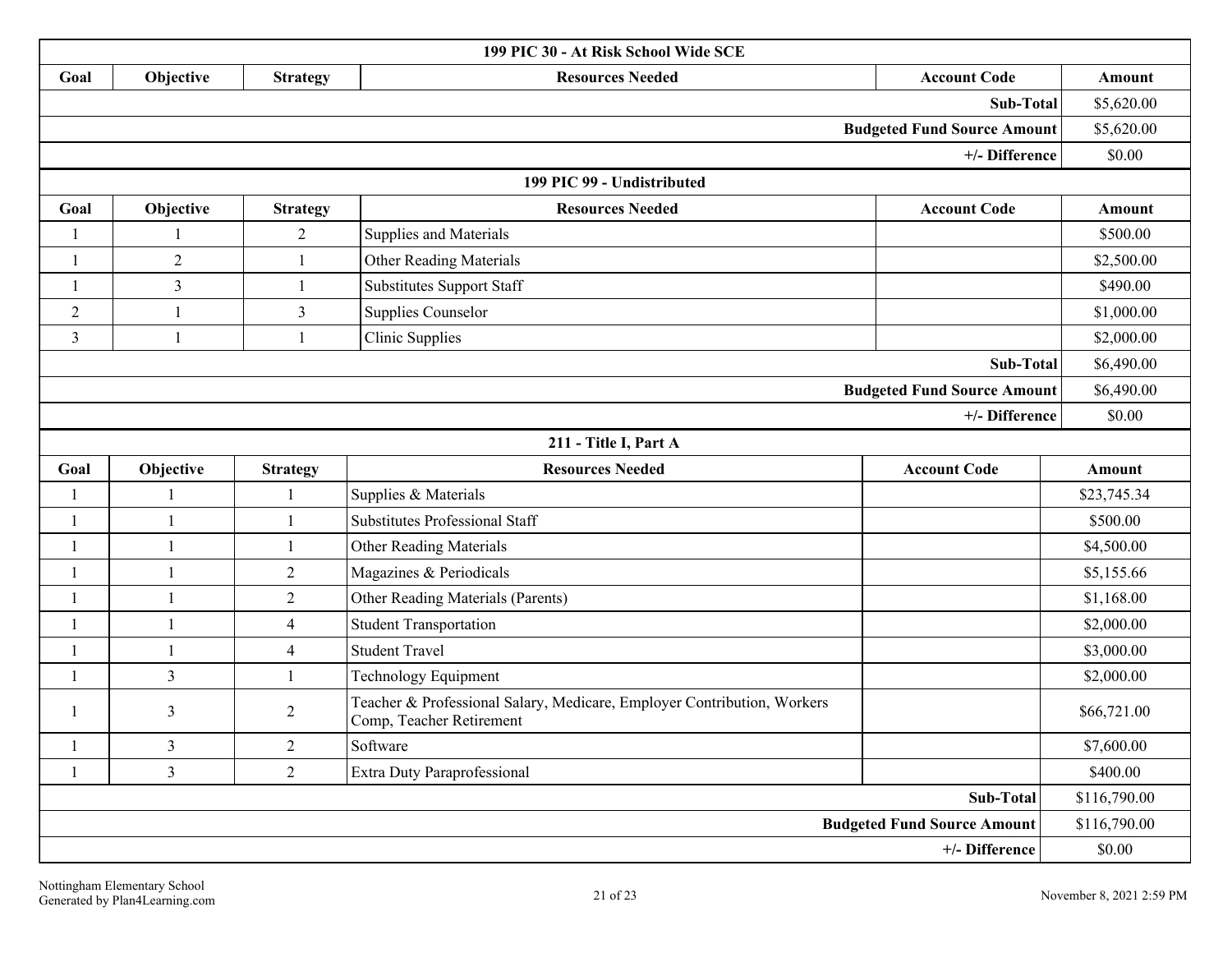| 199 PIC 30 - At Risk School Wide SCE | | | | | |
|---|---|---|---|---|---|
| **Goal** | **Objective** | **Strategy** | **Resources Needed** | **Account Code** | **Amount** |
| | | | | **Sub-Total** | $5,620.00 |
| | | | | **Budgeted Fund Source Amount** | $5,620.00 |
| | | | | **+/- Difference** | $0.00 |

| 199 PIC 99 - Undistributed | | | | | |
|---|---|---|---|---|---|
| **Goal** | **Objective** | **Strategy** | **Resources Needed** | **Account Code** | **Amount** |
| 1 | 1 | 2 | Supplies and Materials | | $500.00 |
| 1 | 2 | 1 | Other Reading Materials | | $2,500.00 |
| 1 | 3 | 1 | Substitutes Support Staff | | $490.00 |
| 2 | 1 | 3 | Supplies Counselor | | $1,000.00 |
| 3 | 1 | 1 | Clinic Supplies | | $2,000.00 |
| | | | | **Sub-Total** | $6,490.00 |
| | | | | **Budgeted Fund Source Amount** | $6,490.00 |
| | | | | **+/- Difference** | $0.00 |

| 211 - Title I, Part A | | | | | |
|---|---|---|---|---|---|
| **Goal** | **Objective** | **Strategy** | **Resources Needed** | **Account Code** | **Amount** |
| 1 | 1 | 1 | Supplies & Materials | | $23,745.34 |
| 1 | 1 | 1 | Substitutes Professional Staff | | $500.00 |
| 1 | 1 | 1 | Other Reading Materials | | $4,500.00 |
| 1 | 1 | 2 | Magazines & Periodicals | | $5,155.66 |
| 1 | 1 | 2 | Other Reading Materials (Parents) | | $1,168.00 |
| 1 | 1 | 4 | Student Transportation | | $2,000.00 |
| 1 | 1 | 4 | Student Travel | | $3,000.00 |
| 1 | 3 | 1 | Technology Equipment | | $2,000.00 |
| 1 | 3 | 2 | Teacher & Professional Salary, Medicare, Employer Contribution, Workers Comp, Teacher Retirement | | $66,721.00 |
| 1 | 3 | 2 | Software | | $7,600.00 |
| 1 | 3 | 2 | Extra Duty Paraprofessional | | $400.00 |
| | | | | **Sub-Total** | $116,790.00 |
| | | | | **Budgeted Fund Source Amount** | $116,790.00 |
| | | | | **+/- Difference** | $0.00 |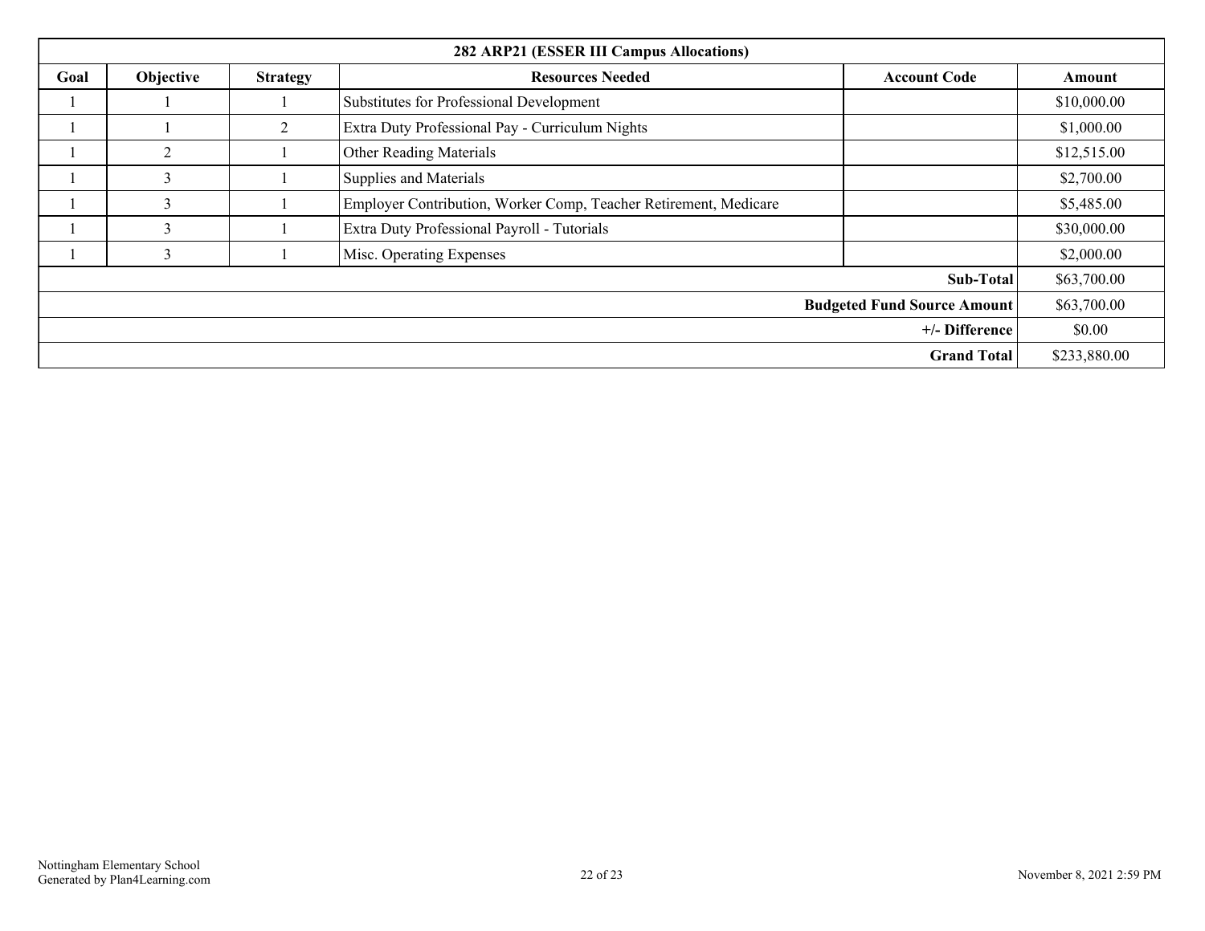| 282 ARP21 (ESSER III Campus Allocations) | | | | | |
|---|---|---|---|---|---|
| **Goal** | **Objective** | **Strategy** | **Resources Needed** | **Account Code** | **Amount** |
| 1 | 1 | 1 | Substitutes for Professional Development | | $10,000.00 |
| 1 | 1 | 2 | Extra Duty Professional Pay - Curriculum Nights | | $1,000.00 |
| 1 | 2 | 1 | Other Reading Materials | | $12,515.00 |
| 1 | 3 | 1 | Supplies and Materials | | $2,700.00 |
| 1 | 3 | 1 | Employer Contribution, Worker Comp, Teacher Retirement, Medicare | | $5,485.00 |
| 1 | 3 | 1 | Extra Duty Professional Payroll - Tutorials | | $30,000.00 |
| 1 | 3 | 1 | Misc. Operating Expenses | | $2,000.00 |
| | | | | **Sub-Total** | $63,700.00 |
| | | | | **Budgeted Fund Source Amount** | $63,700.00 |
| | | | | **+/- Difference** | $0.00 |
| | | | | **Grand Total** | $233,880.00 |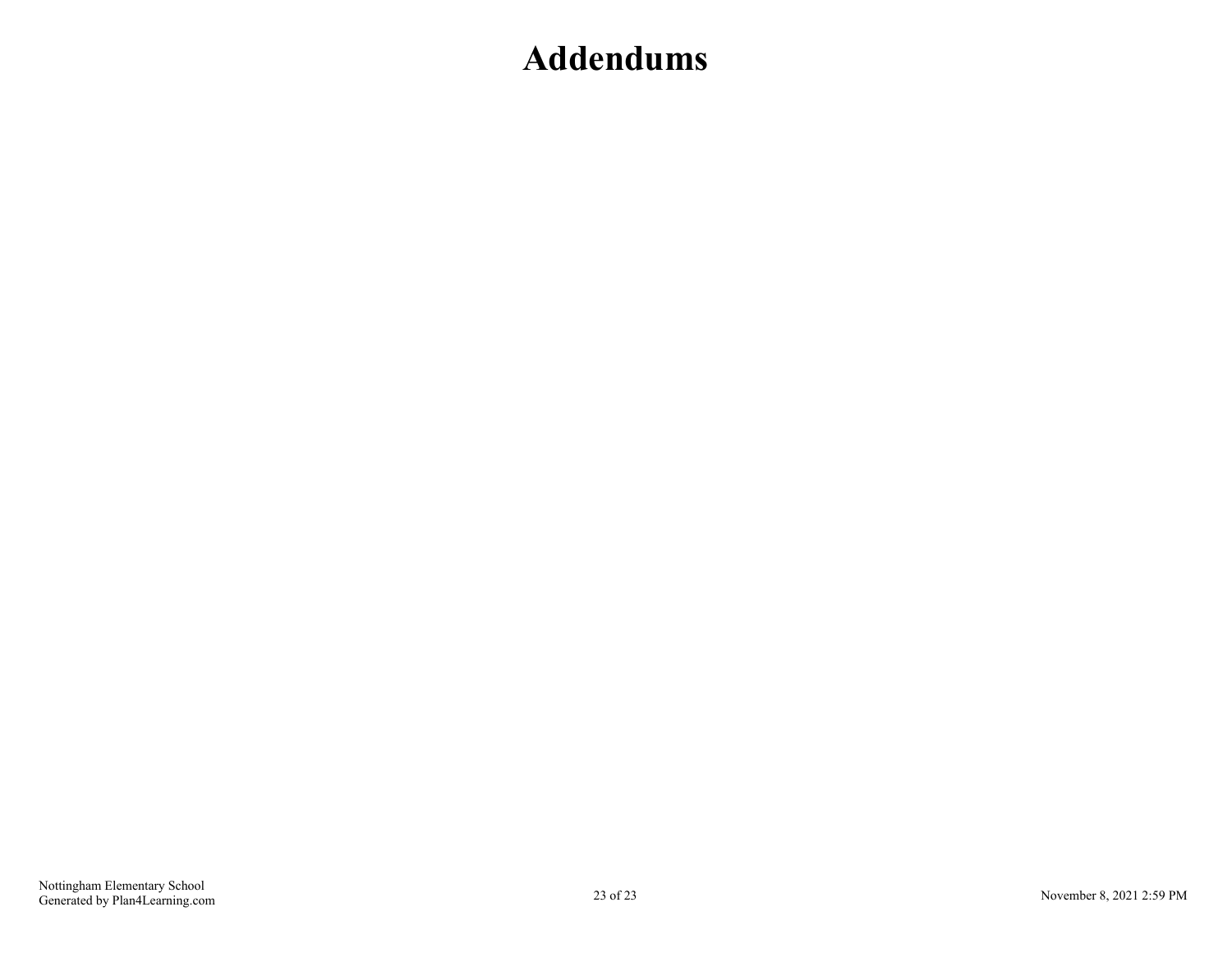# Addendums